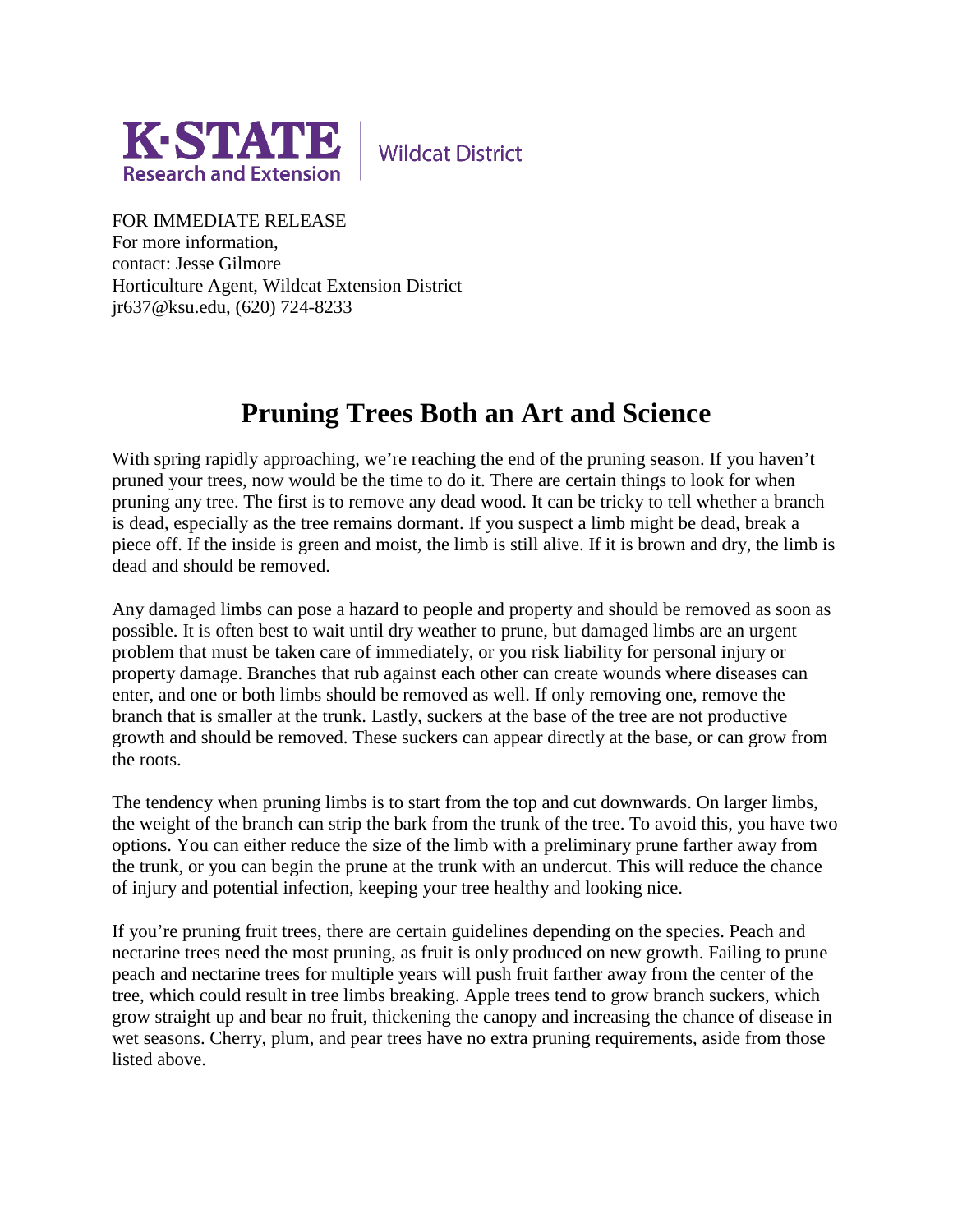K·STATE Research and Extension | Wildcat District

FOR IMMEDIATE RELEASE
For more information,
contact: Jesse Gilmore
Horticulture Agent, Wildcat Extension District
jr637@ksu.edu, (620) 724-8233

# Pruning Trees Both an Art and Science

With spring rapidly approaching, we're reaching the end of the pruning season. If you haven't pruned your trees, now would be the time to do it. There are certain things to look for when pruning any tree. The first is to remove any dead wood. It can be tricky to tell whether a branch is dead, especially as the tree remains dormant. If you suspect a limb might be dead, break a piece off. If the inside is green and moist, the limb is still alive. If it is brown and dry, the limb is dead and should be removed.

Any damaged limbs can pose a hazard to people and property and should be removed as soon as possible. It is often best to wait until dry weather to prune, but damaged limbs are an urgent problem that must be taken care of immediately, or you risk liability for personal injury or property damage. Branches that rub against each other can create wounds where diseases can enter, and one or both limbs should be removed as well. If only removing one, remove the branch that is smaller at the trunk. Lastly, suckers at the base of the tree are not productive growth and should be removed. These suckers can appear directly at the base, or can grow from the roots.

The tendency when pruning limbs is to start from the top and cut downwards. On larger limbs, the weight of the branch can strip the bark from the trunk of the tree. To avoid this, you have two options. You can either reduce the size of the limb with a preliminary prune farther away from the trunk, or you can begin the prune at the trunk with an undercut. This will reduce the chance of injury and potential infection, keeping your tree healthy and looking nice.

If you're pruning fruit trees, there are certain guidelines depending on the species. Peach and nectarine trees need the most pruning, as fruit is only produced on new growth. Failing to prune peach and nectarine trees for multiple years will push fruit farther away from the center of the tree, which could result in tree limbs breaking. Apple trees tend to grow branch suckers, which grow straight up and bear no fruit, thickening the canopy and increasing the chance of disease in wet seasons. Cherry, plum, and pear trees have no extra pruning requirements, aside from those listed above.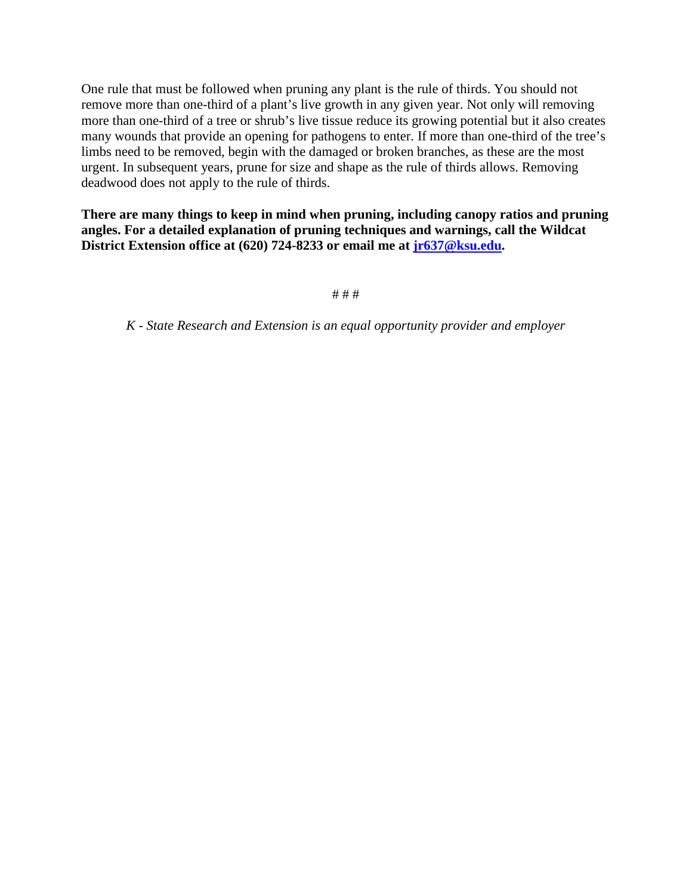One rule that must be followed when pruning any plant is the rule of thirds. You should not remove more than one-third of a plant's live growth in any given year. Not only will removing more than one-third of a tree or shrub's live tissue reduce its growing potential but it also creates many wounds that provide an opening for pathogens to enter. If more than one-third of the tree's limbs need to be removed, begin with the damaged or broken branches, as these are the most urgent. In subsequent years, prune for size and shape as the rule of thirds allows. Removing deadwood does not apply to the rule of thirds.

**There are many things to keep in mind when pruning, including canopy ratios and pruning angles. For a detailed explanation of pruning techniques and warnings, call the Wildcat District Extension office at (620) 724-8233 or email me at jr637@ksu.edu.**

# # #

*K - State Research and Extension is an equal opportunity provider and employer*